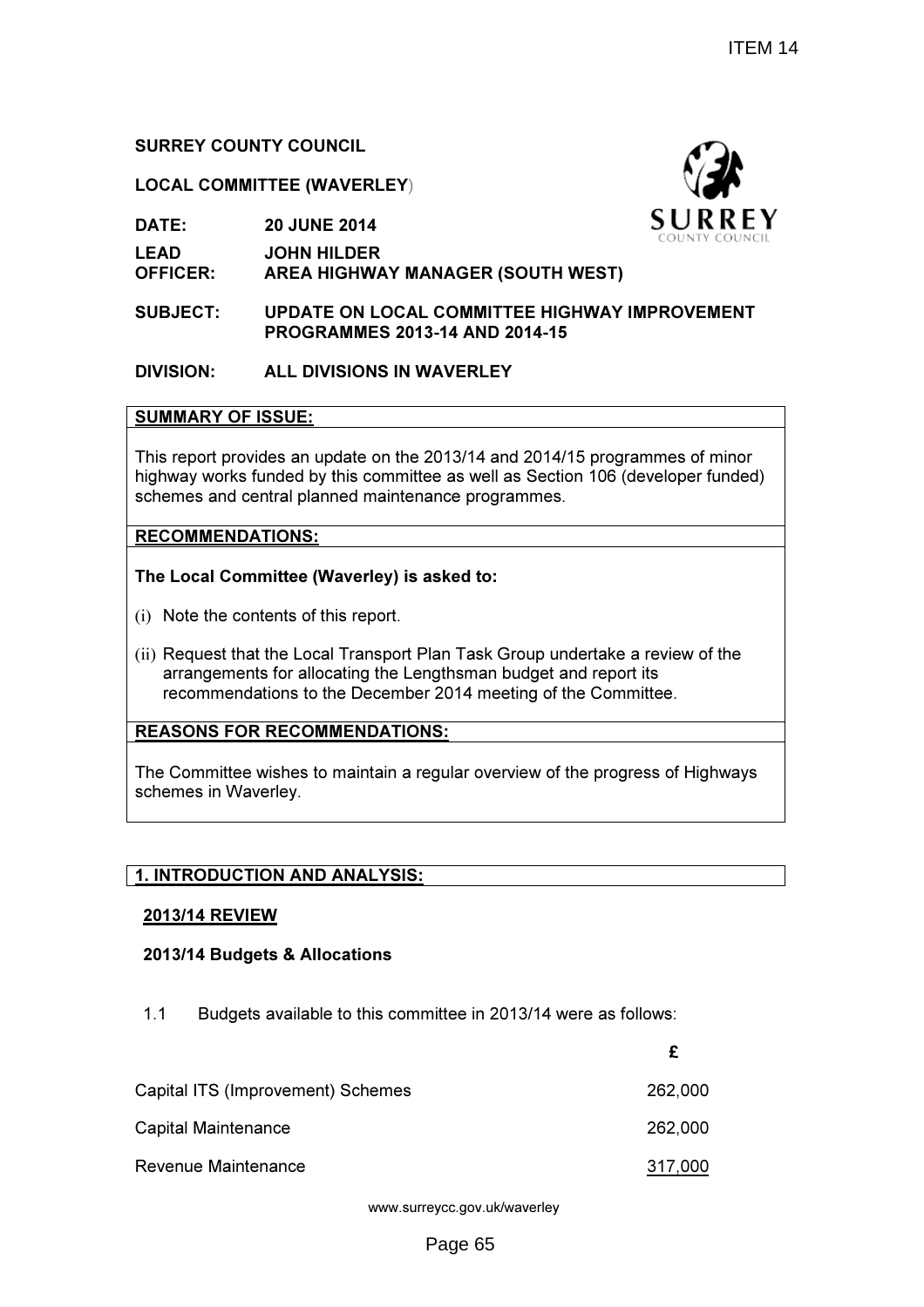ITEM 14

**SURREY COUNTY COUNCIL**

**LOCAL COMMITTEE (WAVERLEY)**

**DATE:** **20 JUNE 2014**

**LEAD OFFICER:** **JOHN HILDER**
**AREA HIGHWAY MANAGER (SOUTH WEST)**

**SUBJECT:** **UPDATE ON LOCAL COMMITTEE HIGHWAY IMPROVEMENT PROGRAMMES 2013-14 AND 2014-15**

**DIVISION:** **ALL DIVISIONS IN WAVERLEY**

**SUMMARY OF ISSUE:**

This report provides an update on the 2013/14 and 2014/15 programmes of minor highway works funded by this committee as well as Section 106 (developer funded) schemes and central planned maintenance programmes.

**RECOMMENDATIONS:**

**The Local Committee (Waverley) is asked to:**

(i) Note the contents of this report.

(ii) Request that the Local Transport Plan Task Group undertake a review of the arrangements for allocating the Lengthsman budget and report its recommendations to the December 2014 meeting of the Committee.

**REASONS FOR RECOMMENDATIONS:**

The Committee wishes to maintain a regular overview of the progress of Highways schemes in Waverley.

## 1. INTRODUCTION AND ANALYSIS:

### 2013/14 REVIEW

**2013/14 Budgets & Allocations**

1.1 Budgets available to this committee in 2013/14 were as follows:

| | £ |
|---|---|
| Capital ITS (Improvement) Schemes | 262,000 |
| Capital Maintenance | 262,000 |
| Revenue Maintenance | 317,000 |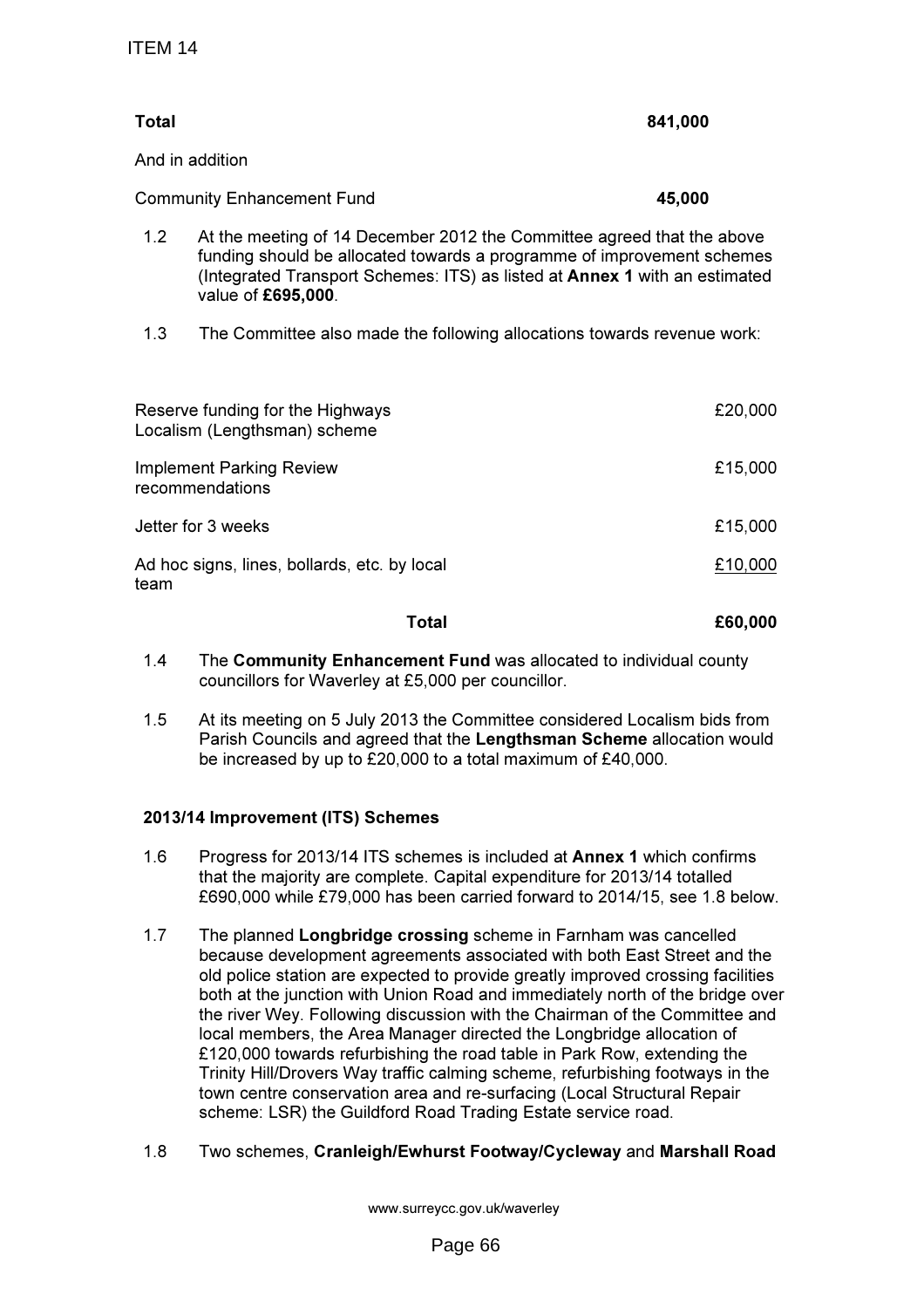| | |
|---|---|
| **Total** | **841,000** |
| And in addition | |
| Community Enhancement Fund | **45,000** |

1.2 At the meeting of 14 December 2012 the Committee agreed that the above funding should be allocated towards a programme of improvement schemes (Integrated Transport Schemes: ITS) as listed at **Annex 1** with an estimated value of **£695,000**.

1.3 The Committee also made the following allocations towards revenue work:

| | |
|---|---|
| Reserve funding for the Highways Localism (Lengthsman) scheme | £20,000 |
| Implement Parking Review recommendations | £15,000 |
| Jetter for 3 weeks | £15,000 |
| Ad hoc signs, lines, bollards, etc. by local team | £10,000 |
| **Total** | **£60,000** |

1.4 The **Community Enhancement Fund** was allocated to individual county councillors for Waverley at £5,000 per councillor.

1.5 At its meeting on 5 July 2013 the Committee considered Localism bids from Parish Councils and agreed that the **Lengthsman Scheme** allocation would be increased by up to £20,000 to a total maximum of £40,000.

### 2013/14 Improvement (ITS) Schemes

1.6 Progress for 2013/14 ITS schemes is included at **Annex 1** which confirms that the majority are complete. Capital expenditure for 2013/14 totalled £690,000 while £79,000 has been carried forward to 2014/15, see 1.8 below.

1.7 The planned **Longbridge crossing** scheme in Farnham was cancelled because development agreements associated with both East Street and the old police station are expected to provide greatly improved crossing facilities both at the junction with Union Road and immediately north of the bridge over the river Wey. Following discussion with the Chairman of the Committee and local members, the Area Manager directed the Longbridge allocation of £120,000 towards refurbishing the road table in Park Row, extending the Trinity Hill/Drovers Way traffic calming scheme, refurbishing footways in the town centre conservation area and re-surfacing (Local Structural Repair scheme: LSR) the Guildford Road Trading Estate service road.

1.8 Two schemes, **Cranleigh/Ewhurst Footway/Cycleway** and **Marshall Road**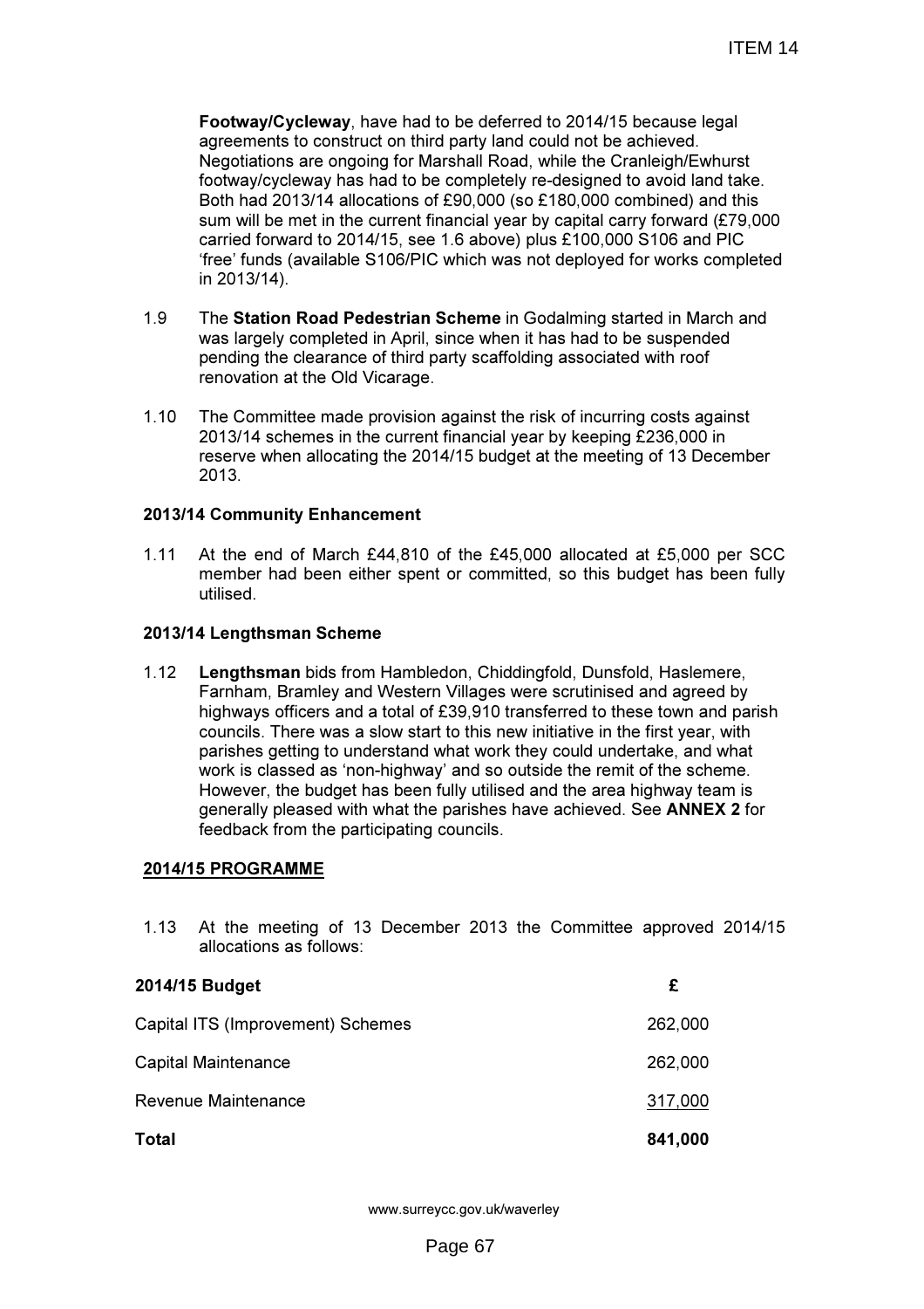**Footway/Cycleway**, have had to be deferred to 2014/15 because legal agreements to construct on third party land could not be achieved. Negotiations are ongoing for Marshall Road, while the Cranleigh/Ewhurst footway/cycleway has had to be completely re-designed to avoid land take. Both had 2013/14 allocations of £90,000 (so £180,000 combined) and this sum will be met in the current financial year by capital carry forward (£79,000 carried forward to 2014/15, see 1.6 above) plus £100,000 S106 and PIC 'free' funds (available S106/PIC which was not deployed for works completed in 2013/14).

1.9 The **Station Road Pedestrian Scheme** in Godalming started in March and was largely completed in April, since when it has had to be suspended pending the clearance of third party scaffolding associated with roof renovation at the Old Vicarage.

1.10 The Committee made provision against the risk of incurring costs against 2013/14 schemes in the current financial year by keeping £236,000 in reserve when allocating the 2014/15 budget at the meeting of 13 December 2013.

**2013/14 Community Enhancement**

1.11 At the end of March £44,810 of the £45,000 allocated at £5,000 per SCC member had been either spent or committed, so this budget has been fully utilised.

**2013/14 Lengthsman Scheme**

1.12 **Lengthsman** bids from Hambledon, Chiddingfold, Dunsfold, Haslemere, Farnham, Bramley and Western Villages were scrutinised and agreed by highways officers and a total of £39,910 transferred to these town and parish councils. There was a slow start to this new initiative in the first year, with parishes getting to understand what work they could undertake, and what work is classed as 'non-highway' and so outside the remit of the scheme. However, the budget has been fully utilised and the area highway team is generally pleased with what the parishes have achieved. See **ANNEX 2** for feedback from the participating councils.

**2014/15 PROGRAMME**

1.13 At the meeting of 13 December 2013 the Committee approved 2014/15 allocations as follows:

| **2014/15 Budget** | **£** |
|---|---|
| Capital ITS (Improvement) Schemes | 262,000 |
| Capital Maintenance | 262,000 |
| Revenue Maintenance | 317,000 |
| **Total** | **841,000** |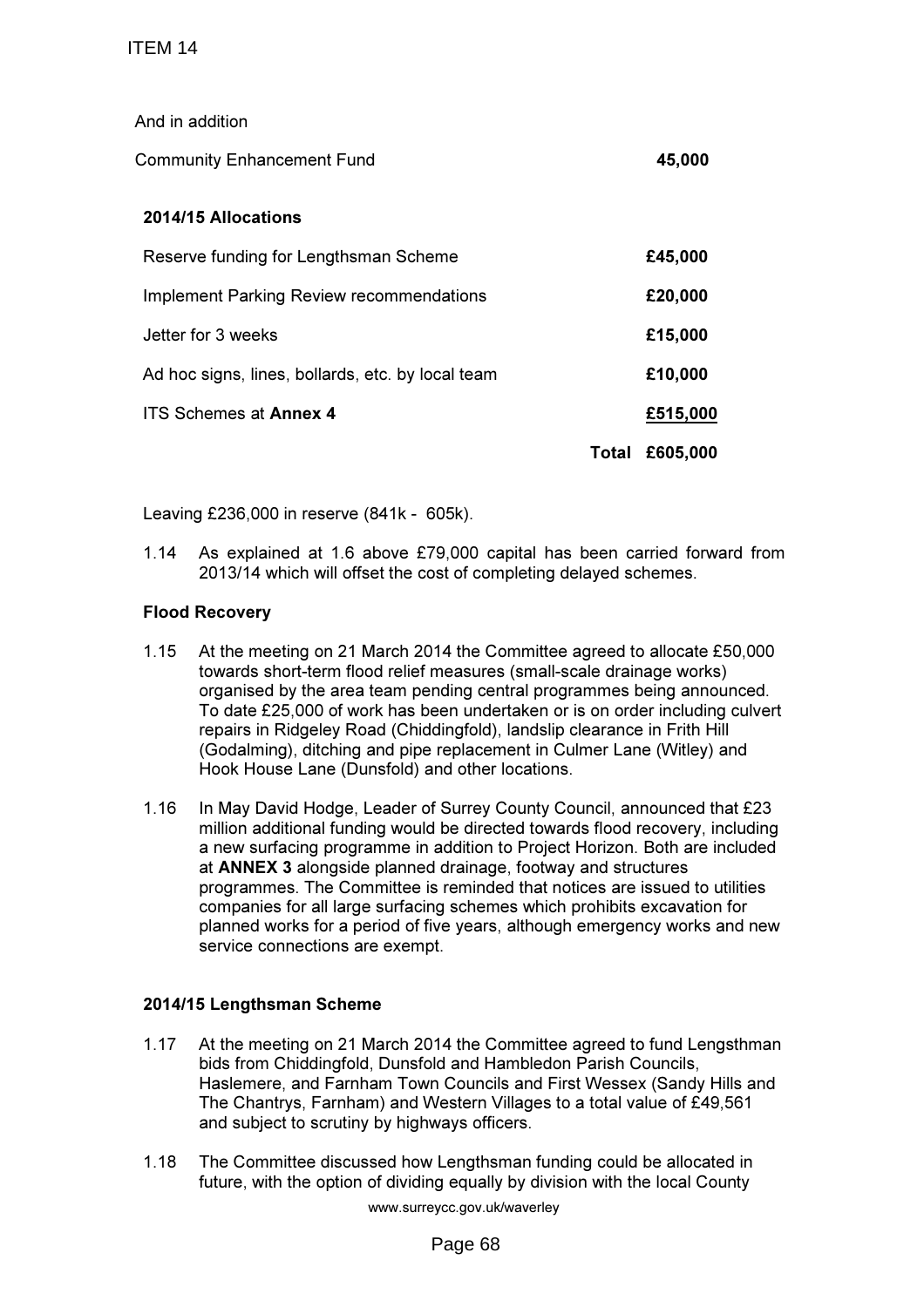And in addition

| | |
|---|---|
| Community Enhancement Fund | **45,000** |

**2014/15 Allocations**

| | | |
|---|---|---|
| Reserve funding for Lengthsman Scheme | | **£45,000** |
| Implement Parking Review recommendations | | **£20,000** |
| Jetter for 3 weeks | | **£15,000** |
| Ad hoc signs, lines, bollards, etc. by local team | | **£10,000** |
| ITS Schemes at **Annex 4** | | **£515,000** |
| | **Total** | **£605,000** |

Leaving £236,000 in reserve (841k - 605k).

1.14 As explained at 1.6 above £79,000 capital has been carried forward from 2013/14 which will offset the cost of completing delayed schemes.

**Flood Recovery**

1.15 At the meeting on 21 March 2014 the Committee agreed to allocate £50,000 towards short-term flood relief measures (small-scale drainage works) organised by the area team pending central programmes being announced. To date £25,000 of work has been undertaken or is on order including culvert repairs in Ridgeley Road (Chiddingfold), landslip clearance in Frith Hill (Godalming), ditching and pipe replacement in Culmer Lane (Witley) and Hook House Lane (Dunsfold) and other locations.

1.16 In May David Hodge, Leader of Surrey County Council, announced that £23 million additional funding would be directed towards flood recovery, including a new surfacing programme in addition to Project Horizon. Both are included at **ANNEX 3** alongside planned drainage, footway and structures programmes. The Committee is reminded that notices are issued to utilities companies for all large surfacing schemes which prohibits excavation for planned works for a period of five years, although emergency works and new service connections are exempt.

**2014/15 Lengthsman Scheme**

1.17 At the meeting on 21 March 2014 the Committee agreed to fund Lengsthman bids from Chiddingfold, Dunsfold and Hambledon Parish Councils, Haslemere, and Farnham Town Councils and First Wessex (Sandy Hills and The Chantrys, Farnham) and Western Villages to a total value of £49,561 and subject to scrutiny by highways officers.

1.18 The Committee discussed how Lengthsman funding could be allocated in future, with the option of dividing equally by division with the local County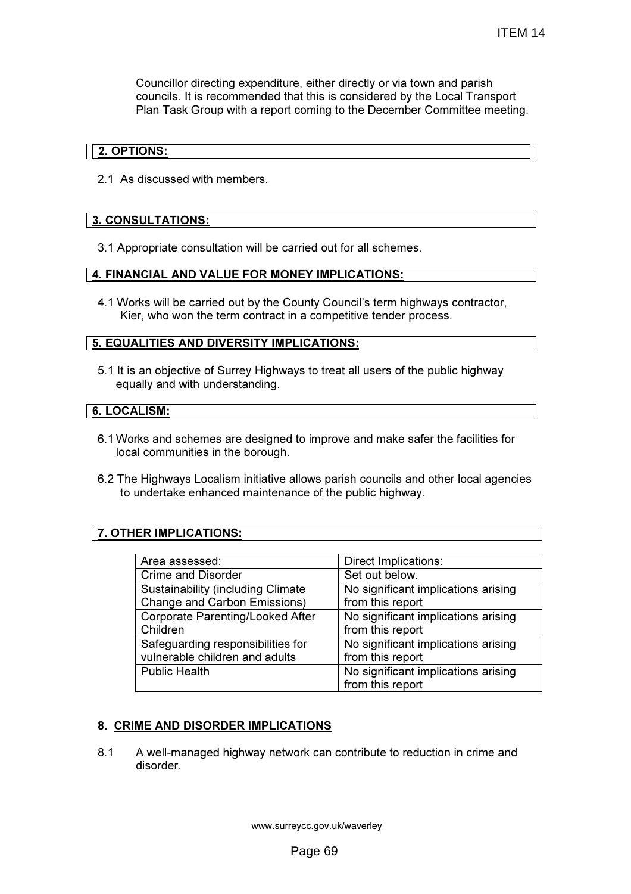Councillor directing expenditure, either directly or via town and parish councils. It is recommended that this is considered by the Local Transport Plan Task Group with a report coming to the December Committee meeting.

## 2. OPTIONS:

2.1 As discussed with members.

## 3. CONSULTATIONS:

3.1 Appropriate consultation will be carried out for all schemes.

## 4. FINANCIAL AND VALUE FOR MONEY IMPLICATIONS:

4.1 Works will be carried out by the County Council's term highways contractor, Kier, who won the term contract in a competitive tender process.

## 5. EQUALITIES AND DIVERSITY IMPLICATIONS:

5.1 It is an objective of Surrey Highways to treat all users of the public highway equally and with understanding.

## 6. LOCALISM:

6.1 Works and schemes are designed to improve and make safer the facilities for local communities in the borough.

6.2 The Highways Localism initiative allows parish councils and other local agencies to undertake enhanced maintenance of the public highway.

## 7. OTHER IMPLICATIONS:

| Area assessed: | Direct Implications: |
| --- | --- |
| Crime and Disorder | Set out below. |
| Sustainability (including Climate Change and Carbon Emissions) | No significant implications arising from this report |
| Corporate Parenting/Looked After Children | No significant implications arising from this report |
| Safeguarding responsibilities for vulnerable children and adults | No significant implications arising from this report |
| Public Health | No significant implications arising from this report |

## 8. CRIME AND DISORDER IMPLICATIONS

8.1 A well-managed highway network can contribute to reduction in crime and disorder.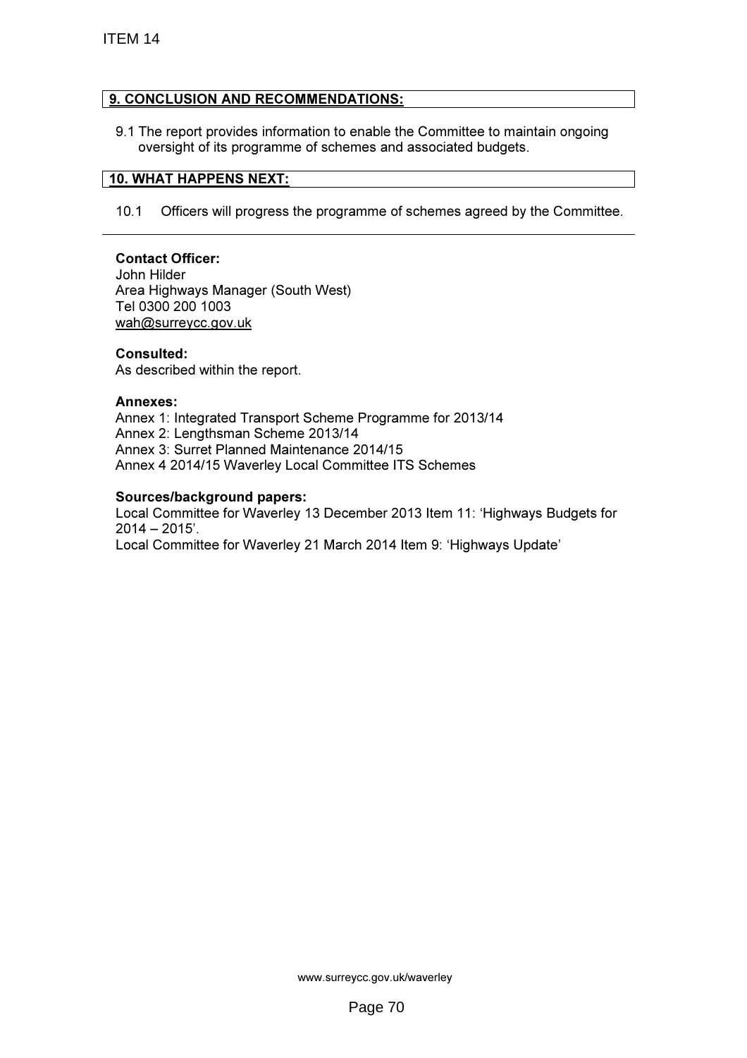## 9. CONCLUSION AND RECOMMENDATIONS:

9.1 The report provides information to enable the Committee to maintain ongoing oversight of its programme of schemes and associated budgets.

## 10. WHAT HAPPENS NEXT:

10.1 Officers will progress the programme of schemes agreed by the Committee.

---

**Contact Officer:**
John Hilder
Area Highways Manager (South West)
Tel 0300 200 1003
wah@surreycc.gov.uk

**Consulted:**
As described within the report.

**Annexes:**
Annex 1: Integrated Transport Scheme Programme for 2013/14
Annex 2: Lengthsman Scheme 2013/14
Annex 3: Surret Planned Maintenance 2014/15
Annex 4 2014/15 Waverley Local Committee ITS Schemes

**Sources/background papers:**
Local Committee for Waverley 13 December 2013 Item 11: 'Highways Budgets for 2014 – 2015'.
Local Committee for Waverley 21 March 2014 Item 9: 'Highways Update'